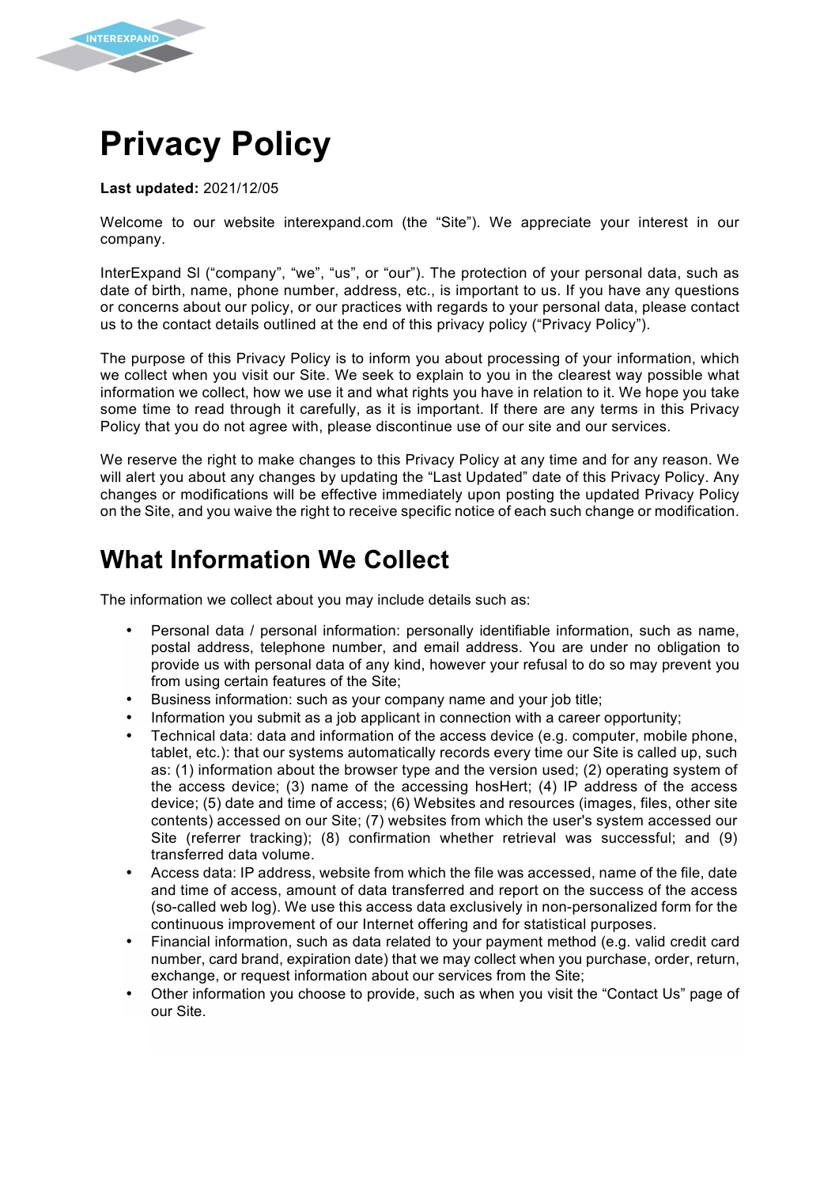# Privacy Policy

**Last updated:** 2021/12/05

Welcome to our website interexpand.com (the "Site"). We appreciate your interest in our company.

InterExpand SI ("company", "we", "us", or "our"). The protection of your personal data, such as date of birth, name, phone number, address, etc., is important to us. If you have any questions or concerns about our policy, or our practices with regards to your personal data, please contact us to the contact details outlined at the end of this privacy policy ("Privacy Policy").

The purpose of this Privacy Policy is to inform you about processing of your information, which we collect when you visit our Site. We seek to explain to you in the clearest way possible what information we collect, how we use it and what rights you have in relation to it. We hope you take some time to read through it carefully, as it is important. If there are any terms in this Privacy Policy that you do not agree with, please discontinue use of our site and our services.

We reserve the right to make changes to this Privacy Policy at any time and for any reason. We will alert you about any changes by updating the "Last Updated" date of this Privacy Policy. Any changes or modifications will be effective immediately upon posting the updated Privacy Policy on the Site, and you waive the right to receive specific notice of each such change or modification.

## What Information We Collect

The information we collect about you may include details such as:

- Personal data / personal information: personally identifiable information, such as name, postal address, telephone number, and email address. You are under no obligation to provide us with personal data of any kind, however your refusal to do so may prevent you from using certain features of the Site;
- Business information: such as your company name and your job title;
- Information you submit as a job applicant in connection with a career opportunity;
- Technical data: data and information of the access device (e.g. computer, mobile phone, tablet, etc.): that our systems automatically records every time our Site is called up, such as: (1) information about the browser type and the version used; (2) operating system of the access device; (3) name of the accessing hosHert; (4) IP address of the access device; (5) date and time of access; (6) Websites and resources (images, files, other site contents) accessed on our Site; (7) websites from which the user's system accessed our Site (referrer tracking); (8) confirmation whether retrieval was successful; and (9) transferred data volume.
- Access data: IP address, website from which the file was accessed, name of the file, date and time of access, amount of data transferred and report on the success of the access (so-called web log). We use this access data exclusively in non-personalized form for the continuous improvement of our Internet offering and for statistical purposes.
- Financial information, such as data related to your payment method (e.g. valid credit card number, card brand, expiration date) that we may collect when you purchase, order, return, exchange, or request information about our services from the Site;
- Other information you choose to provide, such as when you visit the "Contact Us" page of our Site.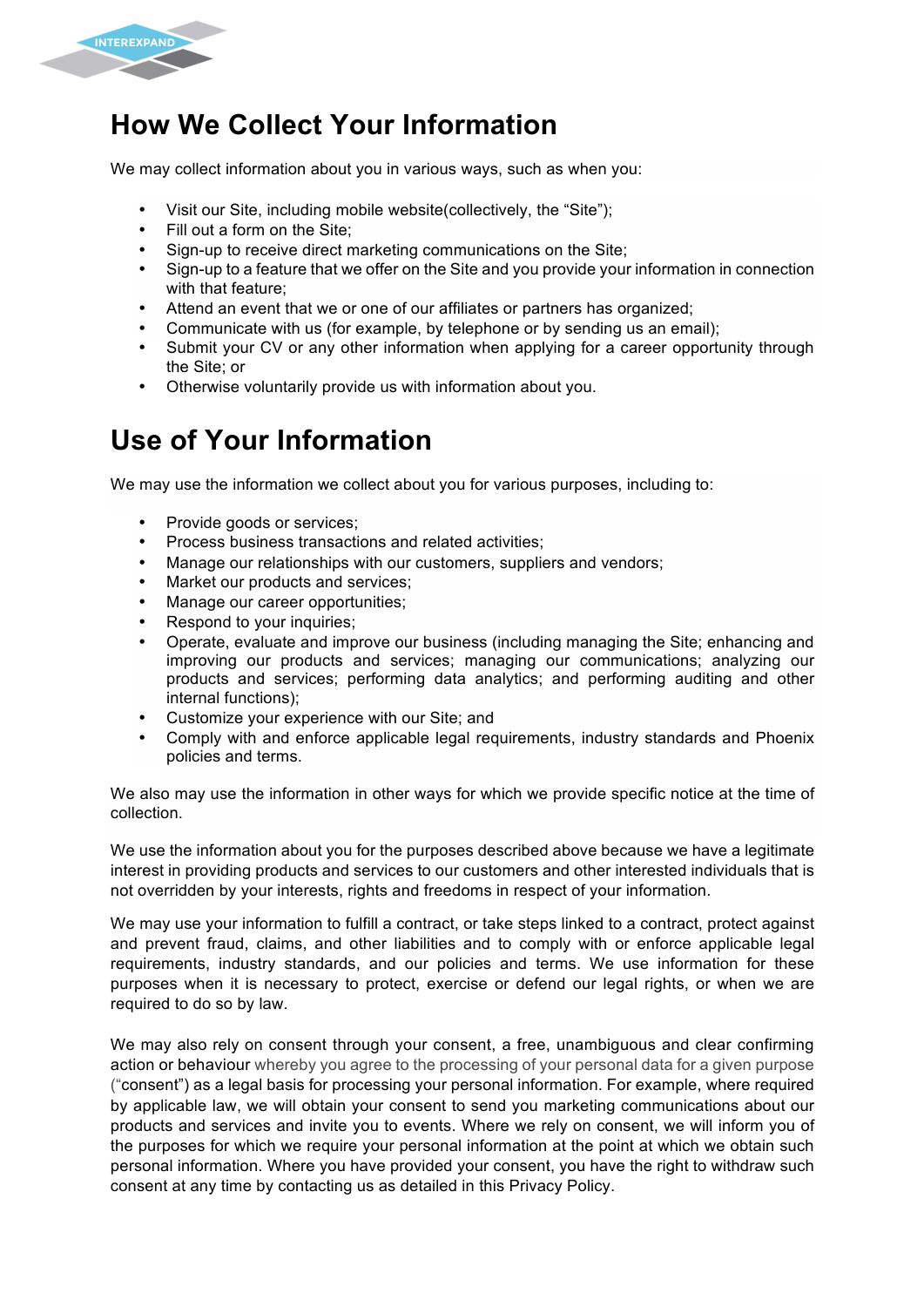## How We Collect Your Information

We may collect information about you in various ways, such as when you:

- Visit our Site, including mobile website(collectively, the "Site");
- Fill out a form on the Site;
- Sign-up to receive direct marketing communications on the Site;
- Sign-up to a feature that we offer on the Site and you provide your information in connection with that feature;
- Attend an event that we or one of our affiliates or partners has organized;
- Communicate with us (for example, by telephone or by sending us an email);
- Submit your CV or any other information when applying for a career opportunity through the Site; or
- Otherwise voluntarily provide us with information about you.

## Use of Your Information

We may use the information we collect about you for various purposes, including to:

- Provide goods or services;
- Process business transactions and related activities;
- Manage our relationships with our customers, suppliers and vendors;
- Market our products and services;
- Manage our career opportunities;
- Respond to your inquiries;
- Operate, evaluate and improve our business (including managing the Site; enhancing and improving our products and services; managing our communications; analyzing our products and services; performing data analytics; and performing auditing and other internal functions);
- Customize your experience with our Site; and
- Comply with and enforce applicable legal requirements, industry standards and Phoenix policies and terms.

We also may use the information in other ways for which we provide specific notice at the time of collection.

We use the information about you for the purposes described above because we have a legitimate interest in providing products and services to our customers and other interested individuals that is not overridden by your interests, rights and freedoms in respect of your information.

We may use your information to fulfill a contract, or take steps linked to a contract, protect against and prevent fraud, claims, and other liabilities and to comply with or enforce applicable legal requirements, industry standards, and our policies and terms. We use information for these purposes when it is necessary to protect, exercise or defend our legal rights, or when we are required to do so by law.

We may also rely on consent through your consent, a free, unambiguous and clear confirming action or behaviour whereby you agree to the processing of your personal data for a given purpose ("consent") as a legal basis for processing your personal information. For example, where required by applicable law, we will obtain your consent to send you marketing communications about our products and services and invite you to events. Where we rely on consent, we will inform you of the purposes for which we require your personal information at the point at which we obtain such personal information. Where you have provided your consent, you have the right to withdraw such consent at any time by contacting us as detailed in this Privacy Policy.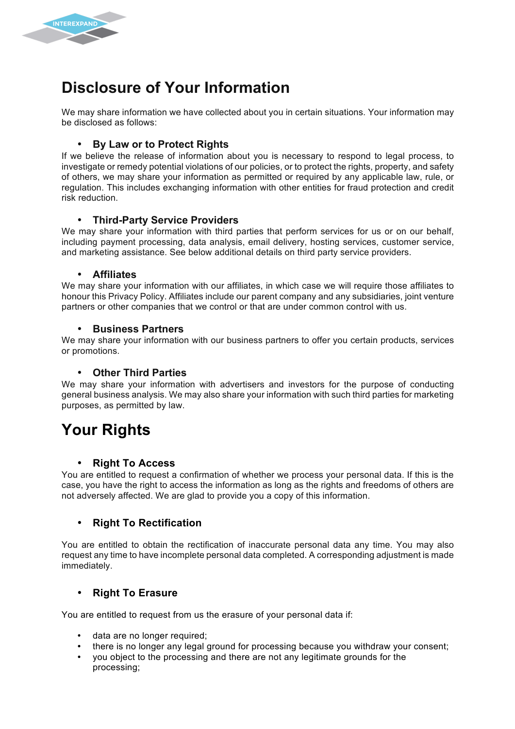# Disclosure of Your Information

We may share information we have collected about you in certain situations. Your information may be disclosed as follows:

- **By Law or to Protect Rights**

If we believe the release of information about you is necessary to respond to legal process, to investigate or remedy potential violations of our policies, or to protect the rights, property, and safety of others, we may share your information as permitted or required by any applicable law, rule, or regulation. This includes exchanging information with other entities for fraud protection and credit risk reduction.

- **Third-Party Service Providers**

We may share your information with third parties that perform services for us or on our behalf, including payment processing, data analysis, email delivery, hosting services, customer service, and marketing assistance. See below additional details on third party service providers.

- **Affiliates**

We may share your information with our affiliates, in which case we will require those affiliates to honour this Privacy Policy. Affiliates include our parent company and any subsidiaries, joint venture partners or other companies that we control or that are under common control with us.

- **Business Partners**

We may share your information with our business partners to offer you certain products, services or promotions.

- **Other Third Parties**

We may share your information with advertisers and investors for the purpose of conducting general business analysis. We may also share your information with such third parties for marketing purposes, as permitted by law.

# Your Rights

- **Right To Access**

You are entitled to request a confirmation of whether we process your personal data. If this is the case, you have the right to access the information as long as the rights and freedoms of others are not adversely affected. We are glad to provide you a copy of this information.

- **Right To Rectification**

You are entitled to obtain the rectification of inaccurate personal data any time. You may also request any time to have incomplete personal data completed. A corresponding adjustment is made immediately.

- **Right To Erasure**

You are entitled to request from us the erasure of your personal data if:

- data are no longer required;
- there is no longer any legal ground for processing because you withdraw your consent;
- you object to the processing and there are not any legitimate grounds for the processing;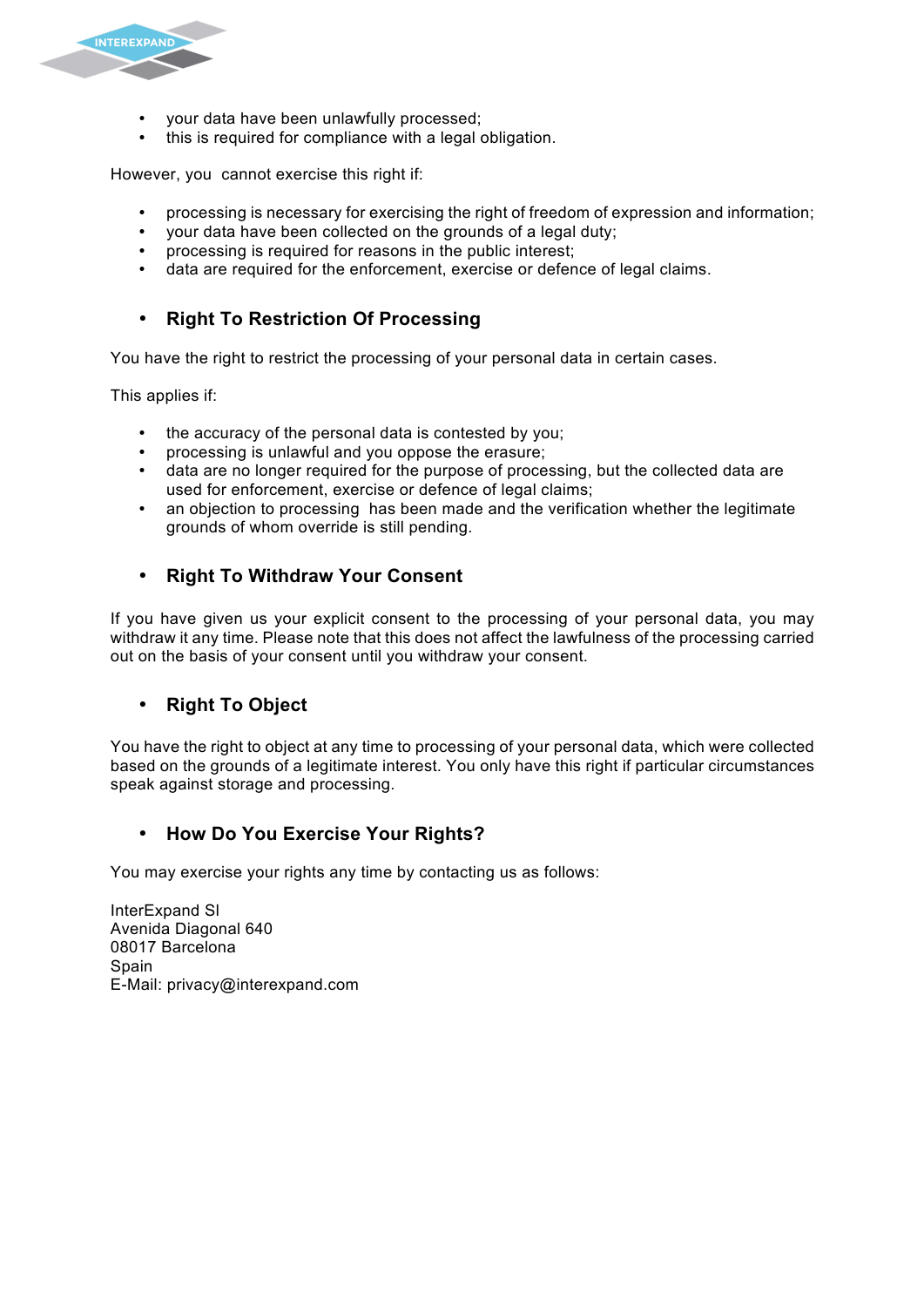- your data have been unlawfully processed;
- this is required for compliance with a legal obligation.

However, you  cannot exercise this right if:

- processing is necessary for exercising the right of freedom of expression and information;
- your data have been collected on the grounds of a legal duty;
- processing is required for reasons in the public interest;
- data are required for the enforcement, exercise or defence of legal claims.

- **Right To Restriction Of Processing**

You have the right to restrict the processing of your personal data in certain cases.

This applies if:

- the accuracy of the personal data is contested by you;
- processing is unlawful and you oppose the erasure;
- data are no longer required for the purpose of processing, but the collected data are used for enforcement, exercise or defence of legal claims;
- an objection to processing  has been made and the verification whether the legitimate grounds of whom override is still pending.

- **Right To Withdraw Your Consent**

If you have given us your explicit consent to the processing of your personal data, you may withdraw it any time. Please note that this does not affect the lawfulness of the processing carried out on the basis of your consent until you withdraw your consent.

- **Right To Object**

You have the right to object at any time to processing of your personal data, which were collected based on the grounds of a legitimate interest. You only have this right if particular circumstances speak against storage and processing.

- **How Do You Exercise Your Rights?**

You may exercise your rights any time by contacting us as follows:

InterExpand Sl
Avenida Diagonal 640
08017 Barcelona
Spain
E-Mail: privacy@interexpand.com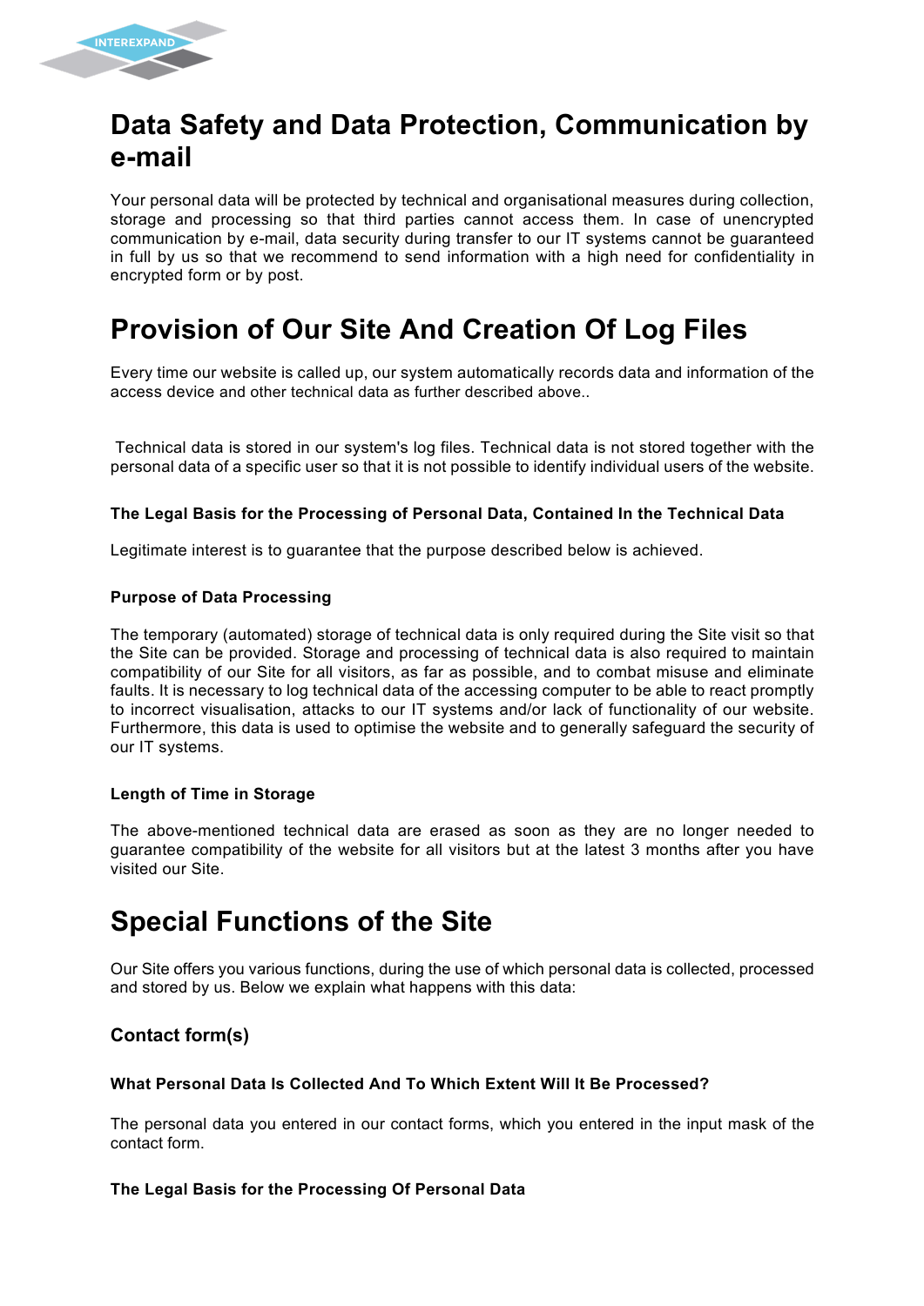# Data Safety and Data Protection, Communication by e-mail

Your personal data will be protected by technical and organisational measures during collection, storage and processing so that third parties cannot access them. In case of unencrypted communication by e-mail, data security during transfer to our IT systems cannot be guaranteed in full by us so that we recommend to send information with a high need for confidentiality in encrypted form or by post.

# Provision of Our Site And Creation Of Log Files

Every time our website is called up, our system automatically records data and information of the access device and other technical data as further described above..

Technical data is stored in our system's log files. Technical data is not stored together with the personal data of a specific user so that it is not possible to identify individual users of the website.

#### The Legal Basis for the Processing of Personal Data, Contained In the Technical Data

Legitimate interest is to guarantee that the purpose described below is achieved.

#### Purpose of Data Processing

The temporary (automated) storage of technical data is only required during the Site visit so that the Site can be provided. Storage and processing of technical data is also required to maintain compatibility of our Site for all visitors, as far as possible, and to combat misuse and eliminate faults. It is necessary to log technical data of the accessing computer to be able to react promptly to incorrect visualisation, attacks to our IT systems and/or lack of functionality of our website. Furthermore, this data is used to optimise the website and to generally safeguard the security of our IT systems.

#### Length of Time in Storage

The above-mentioned technical data are erased as soon as they are no longer needed to guarantee compatibility of the website for all visitors but at the latest 3 months after you have visited our Site.

# Special Functions of the Site

Our Site offers you various functions, during the use of which personal data is collected, processed and stored by us. Below we explain what happens with this data:

### Contact form(s)

#### What Personal Data Is Collected And To Which Extent Will It Be Processed?

The personal data you entered in our contact forms, which you entered in the input mask of the contact form.

#### The Legal Basis for the Processing Of Personal Data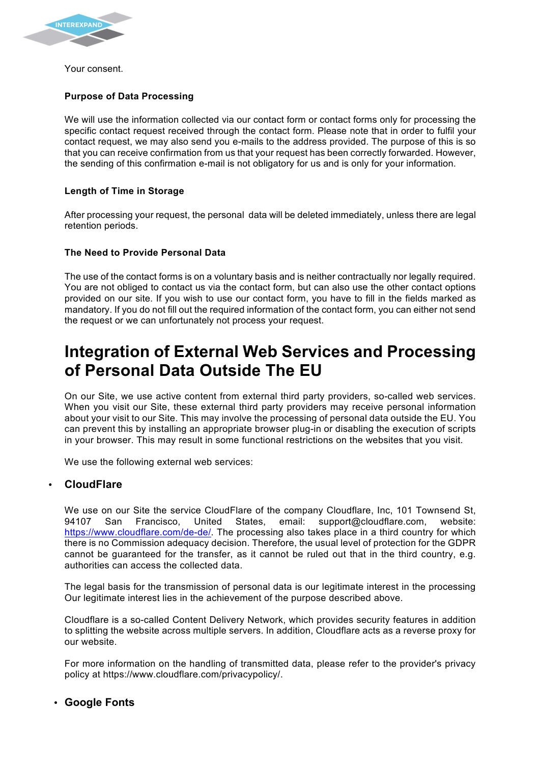Your consent.

### Purpose of Data Processing

We will use the information collected via our contact form or contact forms only for processing the specific contact request received through the contact form. Please note that in order to fulfil your contact request, we may also send you e-mails to the address provided. The purpose of this is so that you can receive confirmation from us that your request has been correctly forwarded. However, the sending of this confirmation e-mail is not obligatory for us and is only for your information.

### Length of Time in Storage

After processing your request, the personal data will be deleted immediately, unless there are legal retention periods.

### The Need to Provide Personal Data

The use of the contact forms is on a voluntary basis and is neither contractually nor legally required. You are not obliged to contact us via the contact form, but can also use the other contact options provided on our site. If you wish to use our contact form, you have to fill in the fields marked as mandatory. If you do not fill out the required information of the contact form, you can either not send the request or we can unfortunately not process your request.

# Integration of External Web Services and Processing of Personal Data Outside The EU

On our Site, we use active content from external third party providers, so-called web services. When you visit our Site, these external third party providers may receive personal information about your visit to our Site. This may involve the processing of personal data outside the EU. You can prevent this by installing an appropriate browser plug-in or disabling the execution of scripts in your browser. This may result in some functional restrictions on the websites that you visit.

We use the following external web services:

- ## CloudFlare

We use on our Site the service CloudFlare of the company Cloudflare, Inc, 101 Townsend St, 94107 San Francisco, United States, email: support@cloudflare.com, website: https://www.cloudflare.com/de-de/. The processing also takes place in a third country for which there is no Commission adequacy decision. Therefore, the usual level of protection for the GDPR cannot be guaranteed for the transfer, as it cannot be ruled out that in the third country, e.g. authorities can access the collected data.

The legal basis for the transmission of personal data is our legitimate interest in the processing Our legitimate interest lies in the achievement of the purpose described above.

Cloudflare is a so-called Content Delivery Network, which provides security features in addition to splitting the website across multiple servers. In addition, Cloudflare acts as a reverse proxy for our website.

For more information on the handling of transmitted data, please refer to the provider's privacy policy at https://www.cloudflare.com/privacypolicy/.

- ## Google Fonts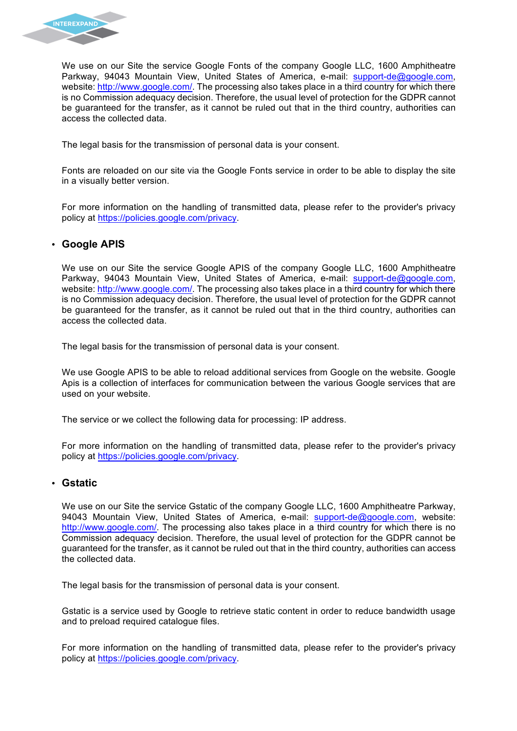We use on our Site the service Google Fonts of the company Google LLC, 1600 Amphitheatre Parkway, 94043 Mountain View, United States of America, e-mail: support-de@google.com, website: http://www.google.com/. The processing also takes place in a third country for which there is no Commission adequacy decision. Therefore, the usual level of protection for the GDPR cannot be guaranteed for the transfer, as it cannot be ruled out that in the third country, authorities can access the collected data.

The legal basis for the transmission of personal data is your consent.

Fonts are reloaded on our site via the Google Fonts service in order to be able to display the site in a visually better version.

For more information on the handling of transmitted data, please refer to the provider's privacy policy at https://policies.google.com/privacy.

- **Google APIS**

We use on our Site the service Google APIS of the company Google LLC, 1600 Amphitheatre Parkway, 94043 Mountain View, United States of America, e-mail: support-de@google.com, website: http://www.google.com/. The processing also takes place in a third country for which there is no Commission adequacy decision. Therefore, the usual level of protection for the GDPR cannot be guaranteed for the transfer, as it cannot be ruled out that in the third country, authorities can access the collected data.

The legal basis for the transmission of personal data is your consent.

We use Google APIS to be able to reload additional services from Google on the website. Google Apis is a collection of interfaces for communication between the various Google services that are used on your website.

The service or we collect the following data for processing: IP address.

For more information on the handling of transmitted data, please refer to the provider's privacy policy at https://policies.google.com/privacy.

- **Gstatic**

We use on our Site the service Gstatic of the company Google LLC, 1600 Amphitheatre Parkway, 94043 Mountain View, United States of America, e-mail: support-de@google.com, website: http://www.google.com/. The processing also takes place in a third country for which there is no Commission adequacy decision. Therefore, the usual level of protection for the GDPR cannot be guaranteed for the transfer, as it cannot be ruled out that in the third country, authorities can access the collected data.

The legal basis for the transmission of personal data is your consent.

Gstatic is a service used by Google to retrieve static content in order to reduce bandwidth usage and to preload required catalogue files.

For more information on the handling of transmitted data, please refer to the provider's privacy policy at https://policies.google.com/privacy.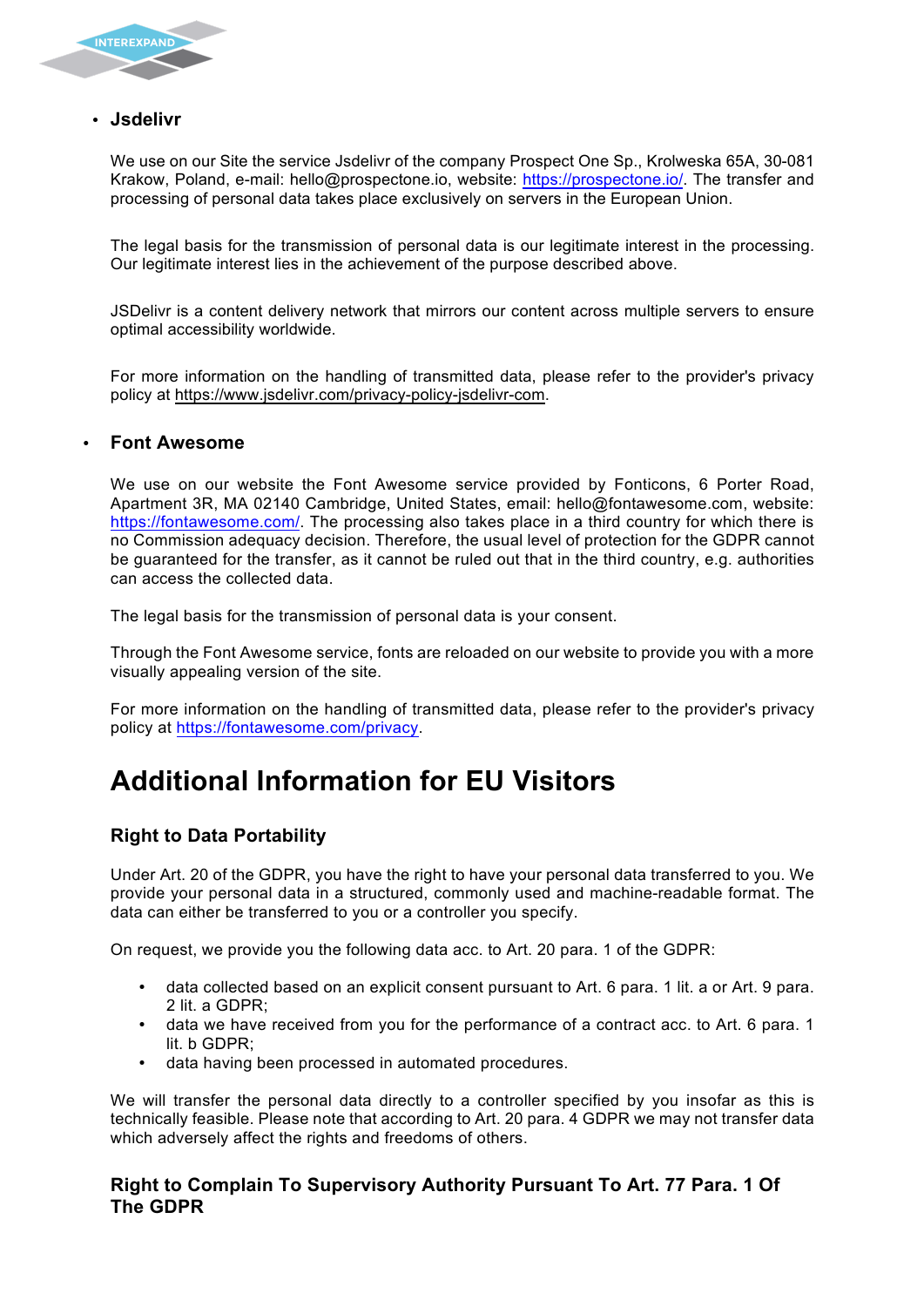- **Jsdelivr**

  We use on our Site the service Jsdelivr of the company Prospect One Sp., Krolweska 65A, 30-081 Krakow, Poland, e-mail: hello@prospectone.io, website: https://prospectone.io/. The transfer and processing of personal data takes place exclusively on servers in the European Union.

  The legal basis for the transmission of personal data is our legitimate interest in the processing. Our legitimate interest lies in the achievement of the purpose described above.

  JSDelivr is a content delivery network that mirrors our content across multiple servers to ensure optimal accessibility worldwide.

  For more information on the handling of transmitted data, please refer to the provider's privacy policy at https://www.jsdelivr.com/privacy-policy-jsdelivr-com.

- **Font Awesome**

  We use on our website the Font Awesome service provided by Fonticons, 6 Porter Road, Apartment 3R, MA 02140 Cambridge, United States, email: hello@fontawesome.com, website: https://fontawesome.com/. The processing also takes place in a third country for which there is no Commission adequacy decision. Therefore, the usual level of protection for the GDPR cannot be guaranteed for the transfer, as it cannot be ruled out that in the third country, e.g. authorities can access the collected data.

  The legal basis for the transmission of personal data is your consent.

  Through the Font Awesome service, fonts are reloaded on our website to provide you with a more visually appealing version of the site.

  For more information on the handling of transmitted data, please refer to the provider's privacy policy at https://fontawesome.com/privacy.

# Additional Information for EU Visitors

### Right to Data Portability

Under Art. 20 of the GDPR, you have the right to have your personal data transferred to you. We provide your personal data in a structured, commonly used and machine-readable format. The data can either be transferred to you or a controller you specify.

On request, we provide you the following data acc. to Art. 20 para. 1 of the GDPR:

- data collected based on an explicit consent pursuant to Art. 6 para. 1 lit. a or Art. 9 para. 2 lit. a GDPR;
- data we have received from you for the performance of a contract acc. to Art. 6 para. 1 lit. b GDPR;
- data having been processed in automated procedures.

We will transfer the personal data directly to a controller specified by you insofar as this is technically feasible. Please note that according to Art. 20 para. 4 GDPR we may not transfer data which adversely affect the rights and freedoms of others.

### Right to Complain To Supervisory Authority Pursuant To Art. 77 Para. 1 Of The GDPR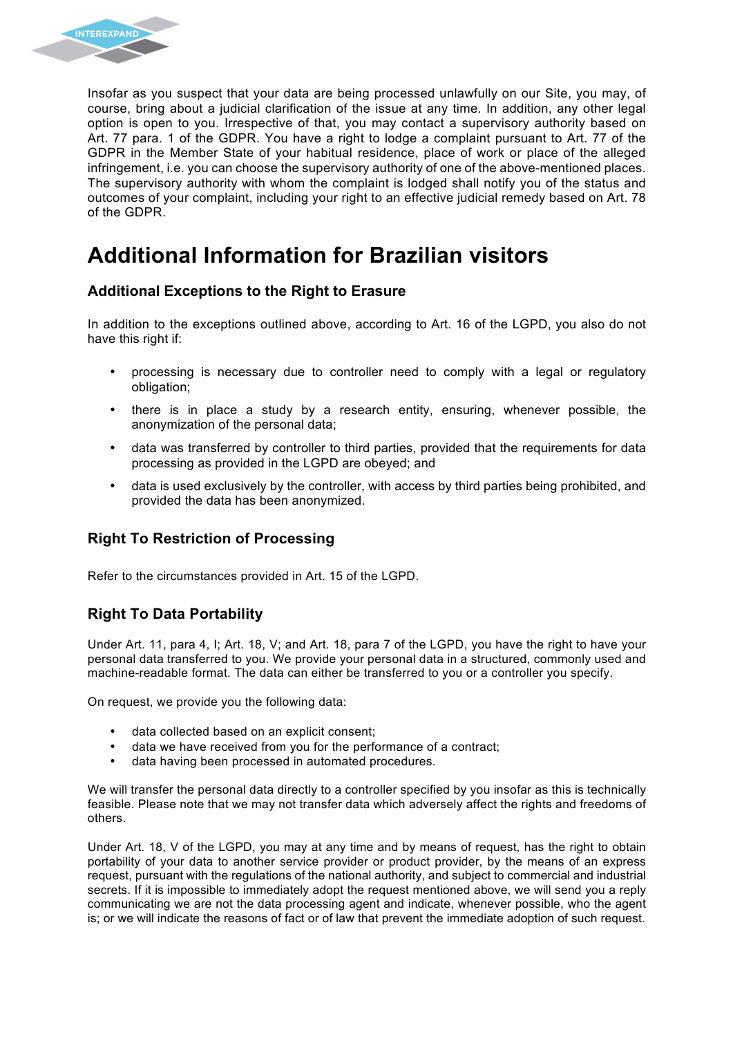Insofar as you suspect that your data are being processed unlawfully on our Site, you may, of course, bring about a judicial clarification of the issue at any time. In addition, any other legal option is open to you. Irrespective of that, you may contact a supervisory authority based on Art. 77 para. 1 of the GDPR. You have a right to lodge a complaint pursuant to Art. 77 of the GDPR in the Member State of your habitual residence, place of work or place of the alleged infringement, i.e. you can choose the supervisory authority of one of the above-mentioned places. The supervisory authority with whom the complaint is lodged shall notify you of the status and outcomes of your complaint, including your right to an effective judicial remedy based on Art. 78 of the GDPR.

# Additional Information for Brazilian visitors

### Additional Exceptions to the Right to Erasure

In addition to the exceptions outlined above, according to Art. 16 of the LGPD, you also do not have this right if:

- processing is necessary due to controller need to comply with a legal or regulatory obligation;
- there is in place a study by a research entity, ensuring, whenever possible, the anonymization of the personal data;
- data was transferred by controller to third parties, provided that the requirements for data processing as provided in the LGPD are obeyed; and
- data is used exclusively by the controller, with access by third parties being prohibited, and provided the data has been anonymized.

### Right To Restriction of Processing

Refer to the circumstances provided in Art. 15 of the LGPD.

### Right To Data Portability

Under Art. 11, para 4, I; Art. 18, V; and Art. 18, para 7 of the LGPD, you have the right to have your personal data transferred to you. We provide your personal data in a structured, commonly used and machine-readable format. The data can either be transferred to you or a controller you specify.

On request, we provide you the following data:

- data collected based on an explicit consent;
- data we have received from you for the performance of a contract;
- data having been processed in automated procedures.

We will transfer the personal data directly to a controller specified by you insofar as this is technically feasible. Please note that we may not transfer data which adversely affect the rights and freedoms of others.

Under Art. 18, V of the LGPD, you may at any time and by means of request, has the right to obtain portability of your data to another service provider or product provider, by the means of an express request, pursuant with the regulations of the national authority, and subject to commercial and industrial secrets. If it is impossible to immediately adopt the request mentioned above, we will send you a reply communicating we are not the data processing agent and indicate, whenever possible, who the agent is; or we will indicate the reasons of fact or of law that prevent the immediate adoption of such request.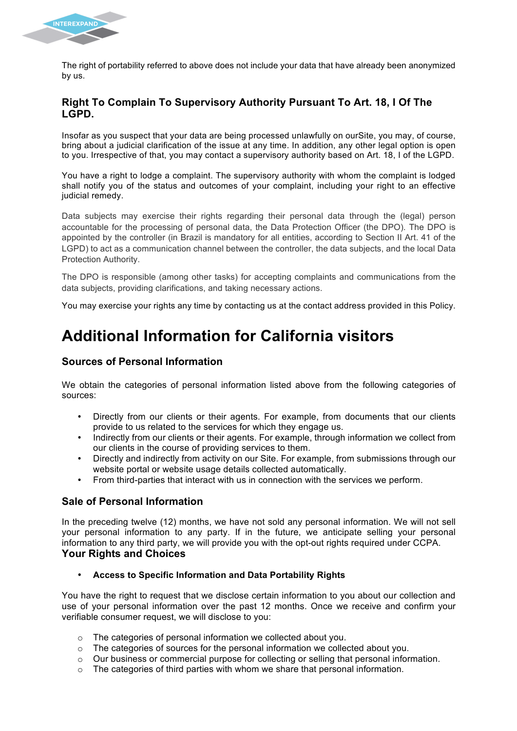The right of portability referred to above does not include your data that have already been anonymized by us.

### Right To Complain To Supervisory Authority Pursuant To Art. 18, I Of The LGPD.

Insofar as you suspect that your data are being processed unlawfully on ourSite, you may, of course, bring about a judicial clarification of the issue at any time. In addition, any other legal option is open to you. Irrespective of that, you may contact a supervisory authority based on Art. 18, I of the LGPD.

You have a right to lodge a complaint. The supervisory authority with whom the complaint is lodged shall notify you of the status and outcomes of your complaint, including your right to an effective judicial remedy.

Data subjects may exercise their rights regarding their personal data through the (legal) person accountable for the processing of personal data, the Data Protection Officer (the DPO). The DPO is appointed by the controller (in Brazil is mandatory for all entities, according to Section II Art. 41 of the LGPD) to act as a communication channel between the controller, the data subjects, and the local Data Protection Authority.

The DPO is responsible (among other tasks) for accepting complaints and communications from the data subjects, providing clarifications, and taking necessary actions.

You may exercise your rights any time by contacting us at the contact address provided in this Policy.

# Additional Information for California visitors

### Sources of Personal Information

We obtain the categories of personal information listed above from the following categories of sources:

- Directly from our clients or their agents. For example, from documents that our clients provide to us related to the services for which they engage us.
- Indirectly from our clients or their agents. For example, through information we collect from our clients in the course of providing services to them.
- Directly and indirectly from activity on our Site. For example, from submissions through our website portal or website usage details collected automatically.
- From third-parties that interact with us in connection with the services we perform.

### Sale of Personal Information

In the preceding twelve (12) months, we have not sold any personal information. We will not sell your personal information to any party. If in the future, we anticipate selling your personal information to any third party, we will provide you with the opt-out rights required under CCPA.

### Your Rights and Choices

- **Access to Specific Information and Data Portability Rights**

You have the right to request that we disclose certain information to you about our collection and use of your personal information over the past 12 months. Once we receive and confirm your verifiable consumer request, we will disclose to you:

- The categories of personal information we collected about you.
- The categories of sources for the personal information we collected about you.
- Our business or commercial purpose for collecting or selling that personal information.
- The categories of third parties with whom we share that personal information.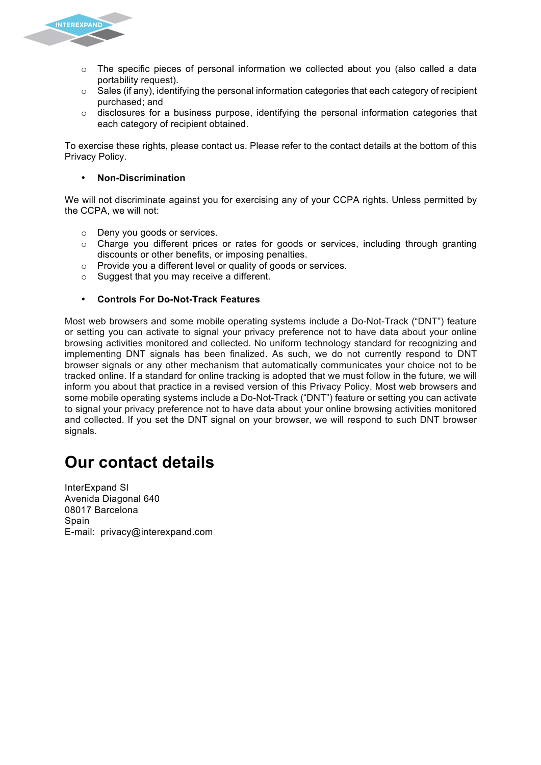- The specific pieces of personal information we collected about you (also called a data portability request).
- Sales (if any), identifying the personal information categories that each category of recipient purchased; and
- disclosures for a business purpose, identifying the personal information categories that each category of recipient obtained.

To exercise these rights, please contact us. Please refer to the contact details at the bottom of this Privacy Policy.

- **Non-Discrimination**

We will not discriminate against you for exercising any of your CCPA rights. Unless permitted by the CCPA, we will not:

- Deny you goods or services.
- Charge you different prices or rates for goods or services, including through granting discounts or other benefits, or imposing penalties.
- Provide you a different level or quality of goods or services.
- Suggest that you may receive a different.

- **Controls For Do-Not-Track Features**

Most web browsers and some mobile operating systems include a Do-Not-Track ("DNT") feature or setting you can activate to signal your privacy preference not to have data about your online browsing activities monitored and collected. No uniform technology standard for recognizing and implementing DNT signals has been finalized. As such, we do not currently respond to DNT browser signals or any other mechanism that automatically communicates your choice not to be tracked online. If a standard for online tracking is adopted that we must follow in the future, we will inform you about that practice in a revised version of this Privacy Policy. Most web browsers and some mobile operating systems include a Do-Not-Track ("DNT") feature or setting you can activate to signal your privacy preference not to have data about your online browsing activities monitored and collected. If you set the DNT signal on your browser, we will respond to such DNT browser signals.

# Our contact details

InterExpand Sl
Avenida Diagonal 640
08017 Barcelona
Spain
E-mail: privacy@interexpand.com